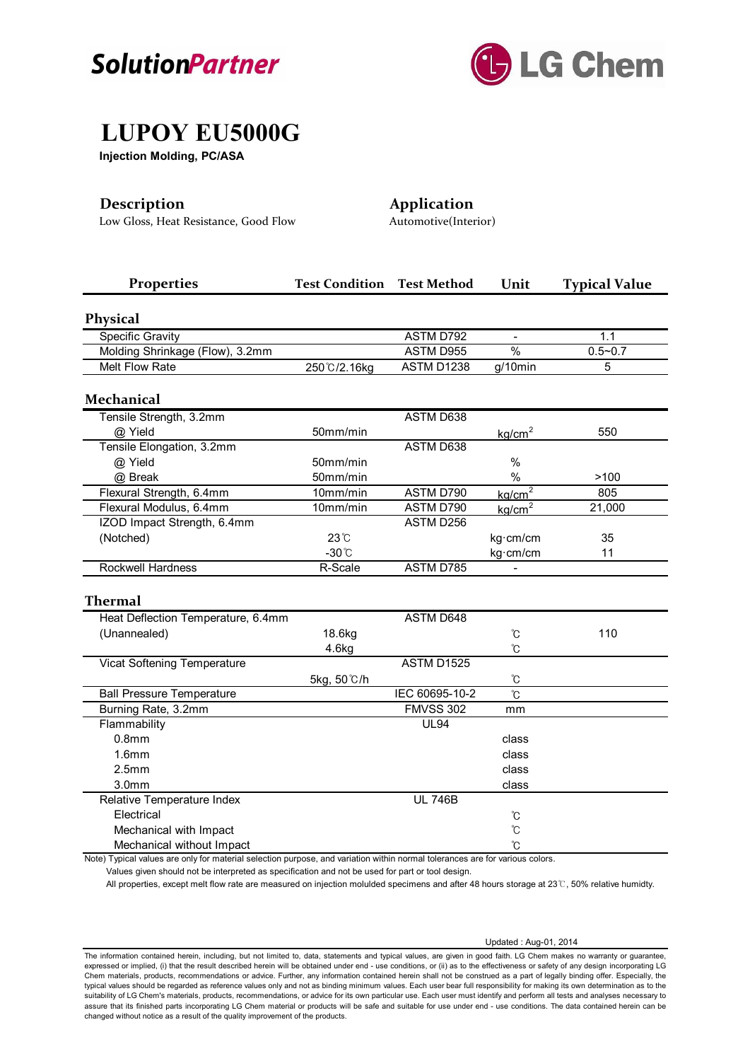SolutionPartner

LG Chem

# LUPOY EU5000G

**Injection Molding, PC/ASA**

## Description

Low Gloss, Heat Resistance, Good Flow

## Application

Automotive(Interior)

| Properties | Test Condition | Test Method | Unit | Typical Value |
|---|---|---|---|---|
| **Physical** | | | | |
| Specific Gravity | | ASTM D792 | - | 1.1 |
| Molding Shrinkage (Flow), 3.2mm | | ASTM D955 | % | 0.5~0.7 |
| Melt Flow Rate | 250℃/2.16kg | ASTM D1238 | g/10min | 5 |
| **Mechanical** | | | | |
| Tensile Strength, 3.2mm | | ASTM D638 | | |
| @ Yield | 50mm/min | | $kg/cm^2$ | 550 |
| Tensile Elongation, 3.2mm | | ASTM D638 | | |
| @ Yield | 50mm/min | | % | |
| @ Break | 50mm/min | | % | >100 |
| Flexural Strength, 6.4mm | 10mm/min | ASTM D790 | $kg/cm^2$ | 805 |
| Flexural Modulus, 6.4mm | 10mm/min | ASTM D790 | $kg/cm^2$ | 21,000 |
| IZOD Impact Strength, 6.4mm | | ASTM D256 | | |
| (Notched) | 23℃ | | kg·cm/cm | 35 |
| | -30℃ | | kg·cm/cm | 11 |
| Rockwell Hardness | R-Scale | ASTM D785 | - | |
| **Thermal** | | | | |
| Heat Deflection Temperature, 6.4mm | | ASTM D648 | | |
| (Unannealed) | 18.6kg | | ℃ | 110 |
| | 4.6kg | | ℃ | |
| Vicat Softening Temperature | | ASTM D1525 | | |
| | 5kg, 50℃/h | | ℃ | |
| Ball Pressure Temperature | | IEC 60695-10-2 | ℃ | |
| Burning Rate, 3.2mm | | FMVSS 302 | mm | |
| Flammability | | UL94 | | |
| 0.8mm | | | class | |
| 1.6mm | | | class | |
| 2.5mm | | | class | |
| 3.0mm | | | class | |
| Relative Temperature Index | | UL 746B | | |
| Electrical | | | ℃ | |
| Mechanical with Impact | | | ℃ | |
| Mechanical without Impact | | | ℃ | |

Note) Typical values are only for material selection purpose, and variation within normal tolerances are for various colors.
Values given should not be interpreted as specification and not be used for part or tool design.
All properties, except melt flow rate are measured on injection molulded specimens and after 48 hours storage at 23℃, 50% relative humidty.

Updated : Aug-01, 2014

The information contained herein, including, but not limited to, data, statements and typical values, are given in good faith. LG Chem makes no warranty or guarantee, expressed or implied, (i) that the result described herein will be obtained under end - use conditions, or (ii) as to the effectiveness or safety of any design incorporating LG Chem materials, products, recommendations or advice. Further, any information contained herein shall not be construed as a part of legally binding offer. Especially, the typical values should be regarded as reference values only and not as binding minimum values. Each user bear full responsibility for making its own determination as to the suitability of LG Chem's materials, products, recommendations, or advice for its own particular use. Each user must identify and perform all tests and analyses necessary to assure that its finished parts incorporating LG Chem material or products will be safe and suitable for use under end - use conditions. The data contained herein can be changed without notice as a result of the quality improvement of the products.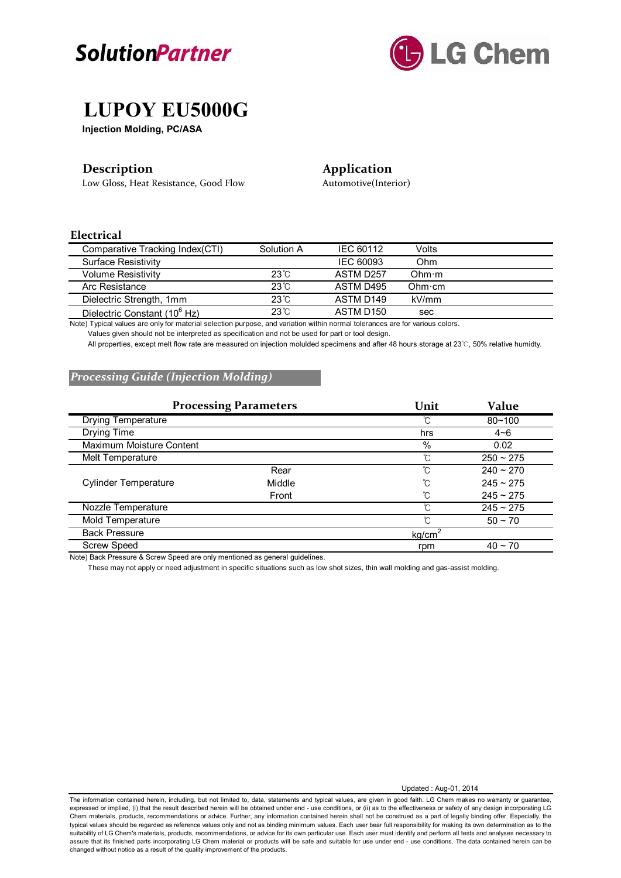SolutionPartner

LG Chem

# LUPOY EU5000G

**Injection Molding, PC/ASA**

## Description

Low Gloss, Heat Resistance, Good Flow

## Application

Automotive(Interior)

### Electrical

| | | | | |
|---|---|---|---|---|
| Comparative Tracking Index(CTI) | Solution A | IEC 60112 | Volts | |
| Surface Resistivity | | IEC 60093 | Ohm | |
| Volume Resistivity | 23℃ | ASTM D257 | Ohm·m | |
| Arc Resistance | 23℃ | ASTM D495 | Ohm·cm | |
| Dielectric Strength, 1mm | 23℃ | ASTM D149 | kV/mm | |
| Dielectric Constant ($10^6$ Hz) | 23℃ | ASTM D150 | sec | |

Note) Typical values are only for material selection purpose, and variation within normal tolerances are for various colors.
Values given should not be interpreted as specification and not be used for part or tool design.
All properties, except melt flow rate are measured on injection molulded specimens and after 48 hours storage at 23℃, 50% relative humidty.

### *Processing Guide (Injection Molding)*

| Processing Parameters | | Unit | Value |
|---|---|---|---|
| Drying Temperature | | ℃ | 80~100 |
| Drying Time | | hrs | 4~6 |
| Maximum Moisture Content | | % | 0.02 |
| Melt Temperature | | ℃ | 250 ~ 275 |
| Cylinder Temperature | Rear | ℃ | 240 ~ 270 |
| | Middle | ℃ | 245 ~ 275 |
| | Front | ℃ | 245 ~ 275 |
| Nozzle Temperature | | ℃ | 245 ~ 275 |
| Mold Temperature | | ℃ | 50 ~ 70 |
| Back Pressure | | $kg/cm^2$ | |
| Screw Speed | | rpm | 40 ~ 70 |

Note) Back Pressure & Screw Speed are only mentioned as general guidelines.
These may not apply or need adjustment in specific situations such as low shot sizes, thin wall molding and gas-assist molding.

Updated : Aug-01, 2014

The information contained herein, including, but not limited to, data, statements and typical values, are given in good faith. LG Chem makes no warranty or guarantee, expressed or implied, (i) that the result described herein will be obtained under end - use conditions, or (ii) as to the effectiveness or safety of any design incorporating LG Chem materials, products, recommendations or advice. Further, any information contained herein shall not be construed as a part of legally binding offer. Especially, the typical values should be regarded as reference values only and not as binding minimum values. Each user bear full responsibility for making its own determination as to the suitability of LG Chem's materials, products, recommendations, or advice for its own particular use. Each user must identify and perform all tests and analyses necessary to assure that its finished parts incorporating LG Chem material or products will be safe and suitable for use under end - use conditions. The data contained herein can be changed without notice as a result of the quality improvement of the products.